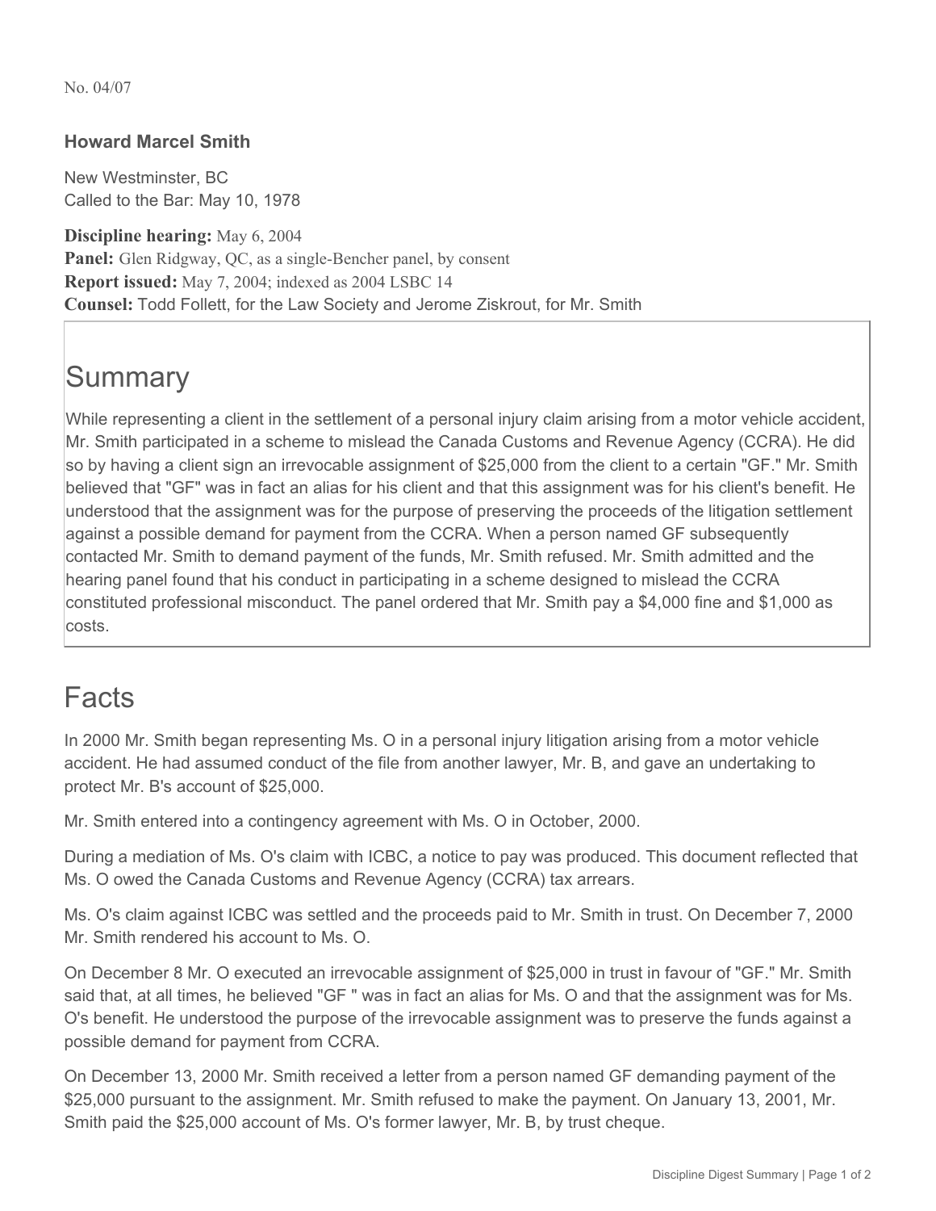No. 04/07

**Howard Marcel Smith**

New Westminster, BC
Called to the Bar: May 10, 1978

**Discipline hearing:** May 6, 2004
**Panel:** Glen Ridgway, QC, as a single-Bencher panel, by consent
**Report issued:** May 7, 2004; indexed as 2004 LSBC 14
**Counsel:** Todd Follett, for the Law Society and Jerome Ziskrout, for Mr. Smith

# Summary

While representing a client in the settlement of a personal injury claim arising from a motor vehicle accident, Mr. Smith participated in a scheme to mislead the Canada Customs and Revenue Agency (CCRA). He did so by having a client sign an irrevocable assignment of $25,000 from the client to a certain "GF." Mr. Smith believed that "GF" was in fact an alias for his client and that this assignment was for his client's benefit. He understood that the assignment was for the purpose of preserving the proceeds of the litigation settlement against a possible demand for payment from the CCRA. When a person named GF subsequently contacted Mr. Smith to demand payment of the funds, Mr. Smith refused. Mr. Smith admitted and the hearing panel found that his conduct in participating in a scheme designed to mislead the CCRA constituted professional misconduct. The panel ordered that Mr. Smith pay a $4,000 fine and $1,000 as costs.

# Facts

In 2000 Mr. Smith began representing Ms. O in a personal injury litigation arising from a motor vehicle accident. He had assumed conduct of the file from another lawyer, Mr. B, and gave an undertaking to protect Mr. B's account of $25,000.

Mr. Smith entered into a contingency agreement with Ms. O in October, 2000.

During a mediation of Ms. O's claim with ICBC, a notice to pay was produced. This document reflected that Ms. O owed the Canada Customs and Revenue Agency (CCRA) tax arrears.

Ms. O's claim against ICBC was settled and the proceeds paid to Mr. Smith in trust. On December 7, 2000 Mr. Smith rendered his account to Ms. O.

On December 8 Mr. O executed an irrevocable assignment of $25,000 in trust in favour of "GF." Mr. Smith said that, at all times, he believed "GF " was in fact an alias for Ms. O and that the assignment was for Ms. O's benefit. He understood the purpose of the irrevocable assignment was to preserve the funds against a possible demand for payment from CCRA.

On December 13, 2000 Mr. Smith received a letter from a person named GF demanding payment of the $25,000 pursuant to the assignment. Mr. Smith refused to make the payment. On January 13, 2001, Mr. Smith paid the $25,000 account of Ms. O's former lawyer, Mr. B, by trust cheque.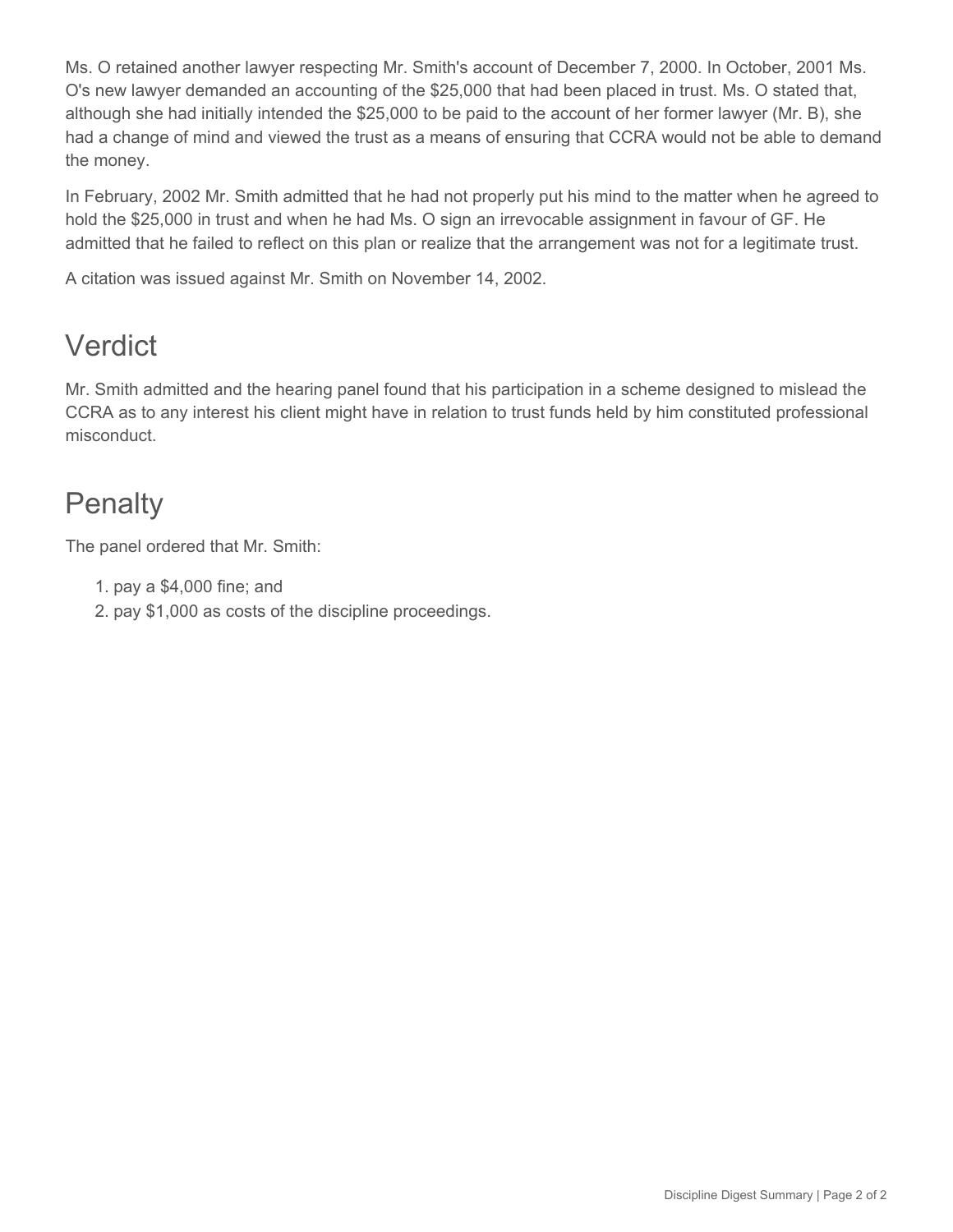Ms. O retained another lawyer respecting Mr. Smith's account of December 7, 2000. In October, 2001 Ms. O's new lawyer demanded an accounting of the $25,000 that had been placed in trust. Ms. O stated that, although she had initially intended the $25,000 to be paid to the account of her former lawyer (Mr. B), she had a change of mind and viewed the trust as a means of ensuring that CCRA would not be able to demand the money.

In February, 2002 Mr. Smith admitted that he had not properly put his mind to the matter when he agreed to hold the $25,000 in trust and when he had Ms. O sign an irrevocable assignment in favour of GF. He admitted that he failed to reflect on this plan or realize that the arrangement was not for a legitimate trust.

A citation was issued against Mr. Smith on November 14, 2002.

## Verdict

Mr. Smith admitted and the hearing panel found that his participation in a scheme designed to mislead the CCRA as to any interest his client might have in relation to trust funds held by him constituted professional misconduct.

## Penalty

The panel ordered that Mr. Smith:

1. pay a $4,000 fine; and
2. pay $1,000 as costs of the discipline proceedings.